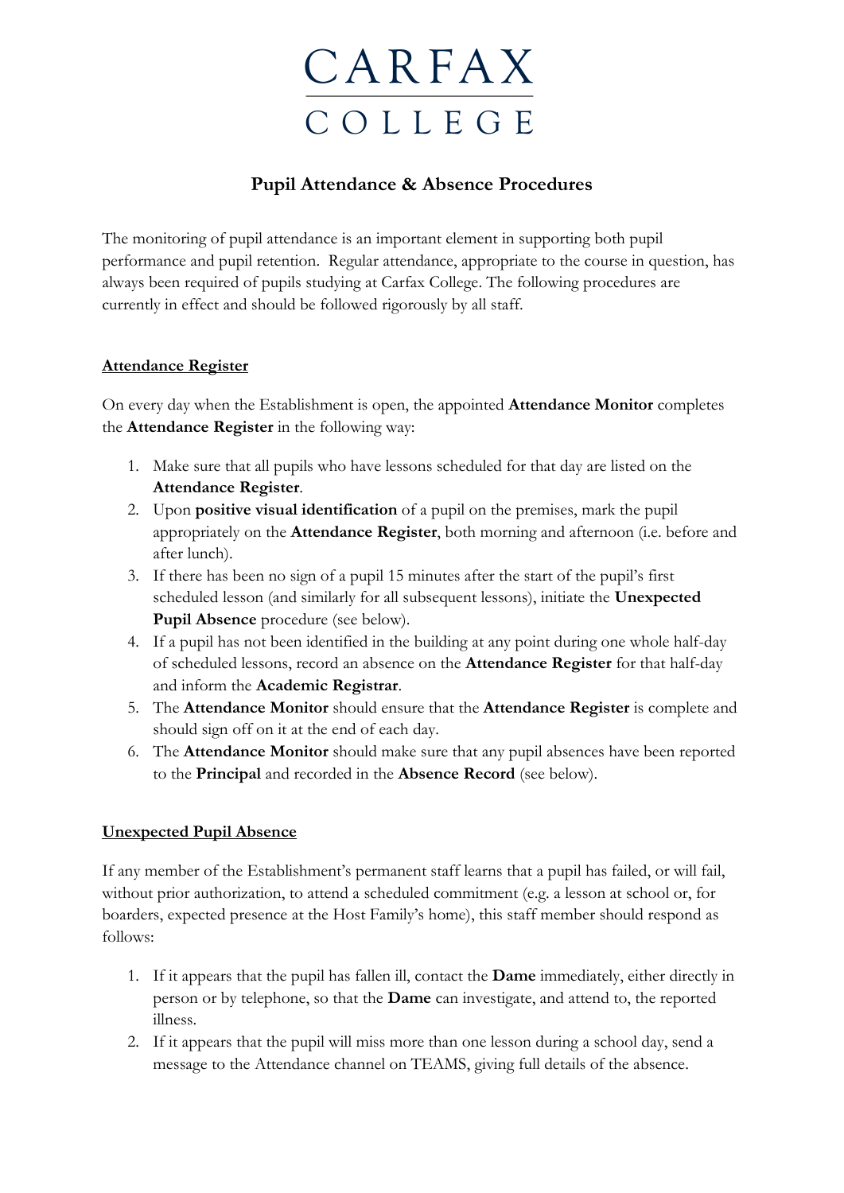# CARFAX COLLEGE

## Pupil Attendance & Absence Procedures

The monitoring of pupil attendance is an important element in supporting both pupil performance and pupil retention. Regular attendance, appropriate to the course in question, has always been required of pupils studying at Carfax College. The following procedures are currently in effect and should be followed rigorously by all staff.

### Attendance Register

On every day when the Establishment is open, the appointed **Attendance Monitor** completes the **Attendance Register** in the following way:

1. Make sure that all pupils who have lessons scheduled for that day are listed on the **Attendance Register**.
2. Upon **positive visual identification** of a pupil on the premises, mark the pupil appropriately on the **Attendance Register**, both morning and afternoon (i.e. before and after lunch).
3. If there has been no sign of a pupil 15 minutes after the start of the pupil's first scheduled lesson (and similarly for all subsequent lessons), initiate the **Unexpected Pupil Absence** procedure (see below).
4. If a pupil has not been identified in the building at any point during one whole half-day of scheduled lessons, record an absence on the **Attendance Register** for that half-day and inform the **Academic Registrar**.
5. The **Attendance Monitor** should ensure that the **Attendance Register** is complete and should sign off on it at the end of each day.
6. The **Attendance Monitor** should make sure that any pupil absences have been reported to the **Principal** and recorded in the **Absence Record** (see below).

### Unexpected Pupil Absence

If any member of the Establishment's permanent staff learns that a pupil has failed, or will fail, without prior authorization, to attend a scheduled commitment (e.g. a lesson at school or, for boarders, expected presence at the Host Family's home), this staff member should respond as follows:

1. If it appears that the pupil has fallen ill, contact the **Dame** immediately, either directly in person or by telephone, so that the **Dame** can investigate, and attend to, the reported illness.
2. If it appears that the pupil will miss more than one lesson during a school day, send a message to the Attendance channel on TEAMS, giving full details of the absence.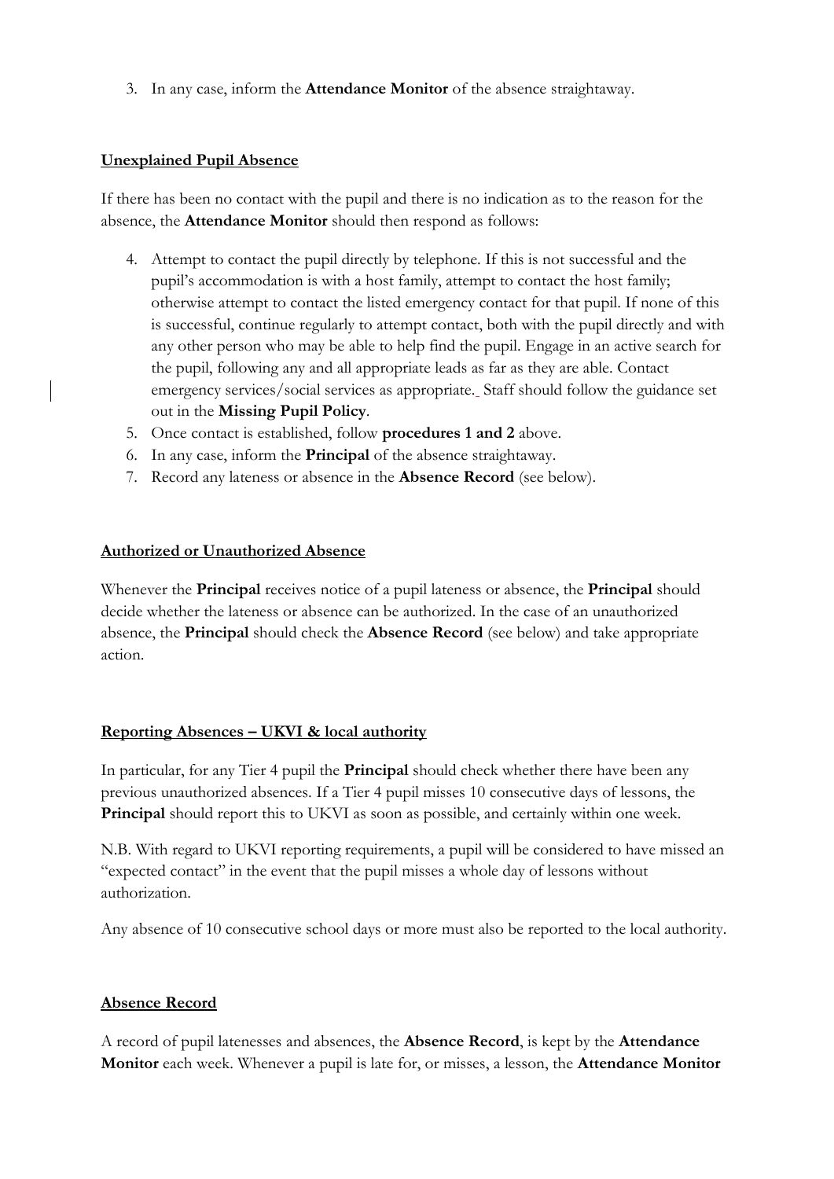3. In any case, inform the **Attendance Monitor** of the absence straightaway.

**Unexplained Pupil Absence**

If there has been no contact with the pupil and there is no indication as to the reason for the absence, the **Attendance Monitor** should then respond as follows:

4. Attempt to contact the pupil directly by telephone. If this is not successful and the pupil's accommodation is with a host family, attempt to contact the host family; otherwise attempt to contact the listed emergency contact for that pupil. If none of this is successful, continue regularly to attempt contact, both with the pupil directly and with any other person who may be able to help find the pupil. Engage in an active search for the pupil, following any and all appropriate leads as far as they are able. Contact emergency services/social services as appropriate. Staff should follow the guidance set out in the **Missing Pupil Policy**.
5. Once contact is established, follow **procedures 1 and 2** above.
6. In any case, inform the **Principal** of the absence straightaway.
7. Record any lateness or absence in the **Absence Record** (see below).

**Authorized or Unauthorized Absence**

Whenever the **Principal** receives notice of a pupil lateness or absence, the **Principal** should decide whether the lateness or absence can be authorized. In the case of an unauthorized absence, the **Principal** should check the **Absence Record** (see below) and take appropriate action.

**Reporting Absences – UKVI & local authority**

In particular, for any Tier 4 pupil the **Principal** should check whether there have been any previous unauthorized absences. If a Tier 4 pupil misses 10 consecutive days of lessons, the **Principal** should report this to UKVI as soon as possible, and certainly within one week.

N.B. With regard to UKVI reporting requirements, a pupil will be considered to have missed an "expected contact" in the event that the pupil misses a whole day of lessons without authorization.

Any absence of 10 consecutive school days or more must also be reported to the local authority.

**Absence Record**

A record of pupil latenesses and absences, the **Absence Record**, is kept by the **Attendance Monitor** each week. Whenever a pupil is late for, or misses, a lesson, the **Attendance Monitor**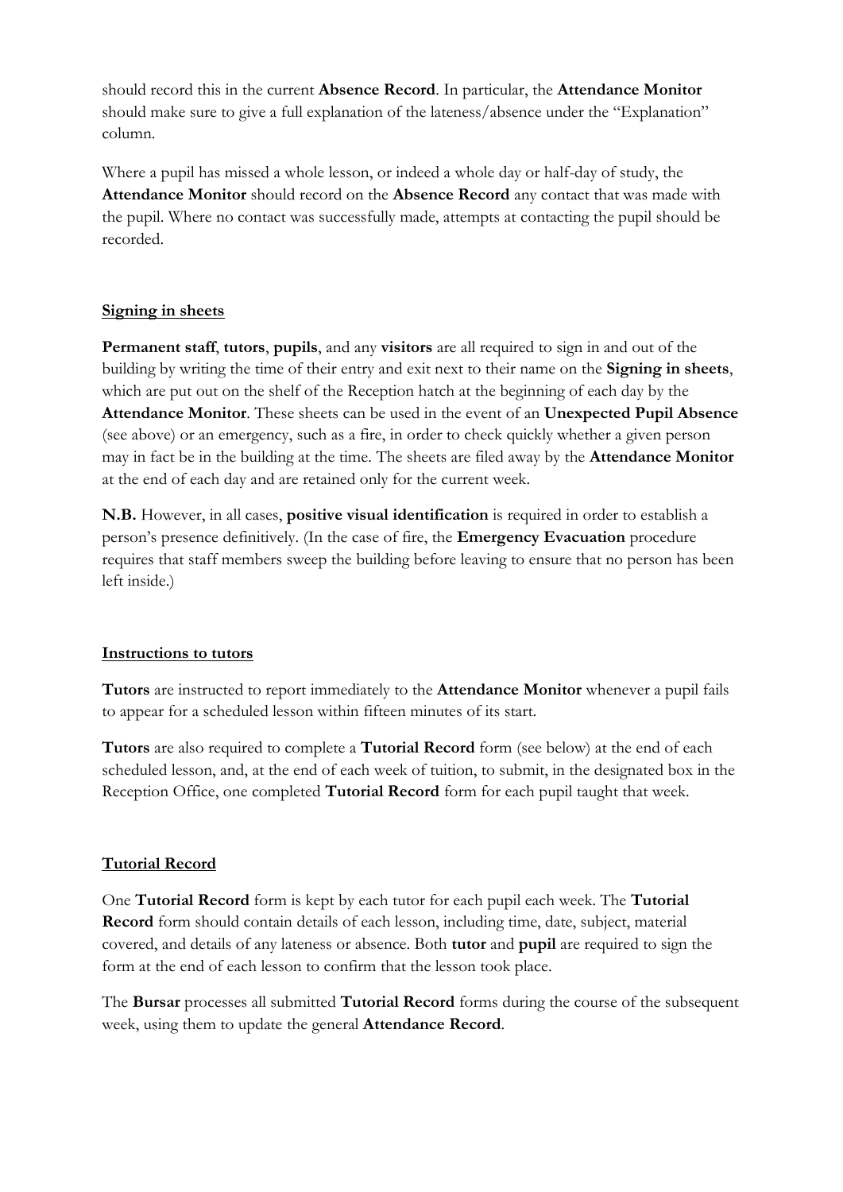should record this in the current **Absence Record**. In particular, the **Attendance Monitor** should make sure to give a full explanation of the lateness/absence under the "Explanation" column.

Where a pupil has missed a whole lesson, or indeed a whole day or half-day of study, the **Attendance Monitor** should record on the **Absence Record** any contact that was made with the pupil. Where no contact was successfully made, attempts at contacting the pupil should be recorded.

## Signing in sheets

**Permanent staff**, **tutors**, **pupils**, and any **visitors** are all required to sign in and out of the building by writing the time of their entry and exit next to their name on the **Signing in sheets**, which are put out on the shelf of the Reception hatch at the beginning of each day by the **Attendance Monitor**. These sheets can be used in the event of an **Unexpected Pupil Absence** (see above) or an emergency, such as a fire, in order to check quickly whether a given person may in fact be in the building at the time. The sheets are filed away by the **Attendance Monitor** at the end of each day and are retained only for the current week.

**N.B.** However, in all cases, **positive visual identification** is required in order to establish a person's presence definitively. (In the case of fire, the **Emergency Evacuation** procedure requires that staff members sweep the building before leaving to ensure that no person has been left inside.)

## Instructions to tutors

**Tutors** are instructed to report immediately to the **Attendance Monitor** whenever a pupil fails to appear for a scheduled lesson within fifteen minutes of its start.

**Tutors** are also required to complete a **Tutorial Record** form (see below) at the end of each scheduled lesson, and, at the end of each week of tuition, to submit, in the designated box in the Reception Office, one completed **Tutorial Record** form for each pupil taught that week.

## Tutorial Record

One **Tutorial Record** form is kept by each tutor for each pupil each week. The **Tutorial Record** form should contain details of each lesson, including time, date, subject, material covered, and details of any lateness or absence. Both **tutor** and **pupil** are required to sign the form at the end of each lesson to confirm that the lesson took place.

The **Bursar** processes all submitted **Tutorial Record** forms during the course of the subsequent week, using them to update the general **Attendance Record**.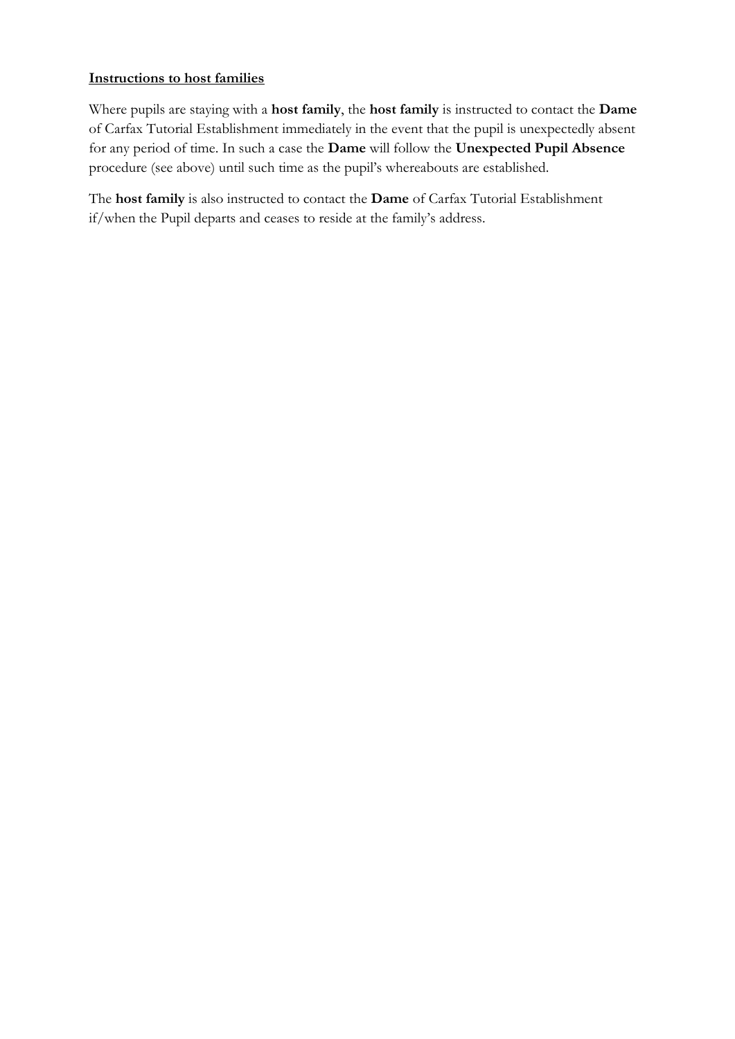**Instructions to host families**

Where pupils are staying with a **host family**, the **host family** is instructed to contact the **Dame** of Carfax Tutorial Establishment immediately in the event that the pupil is unexpectedly absent for any period of time. In such a case the **Dame** will follow the **Unexpected Pupil Absence** procedure (see above) until such time as the pupil's whereabouts are established.

The **host family** is also instructed to contact the **Dame** of Carfax Tutorial Establishment if/when the Pupil departs and ceases to reside at the family's address.